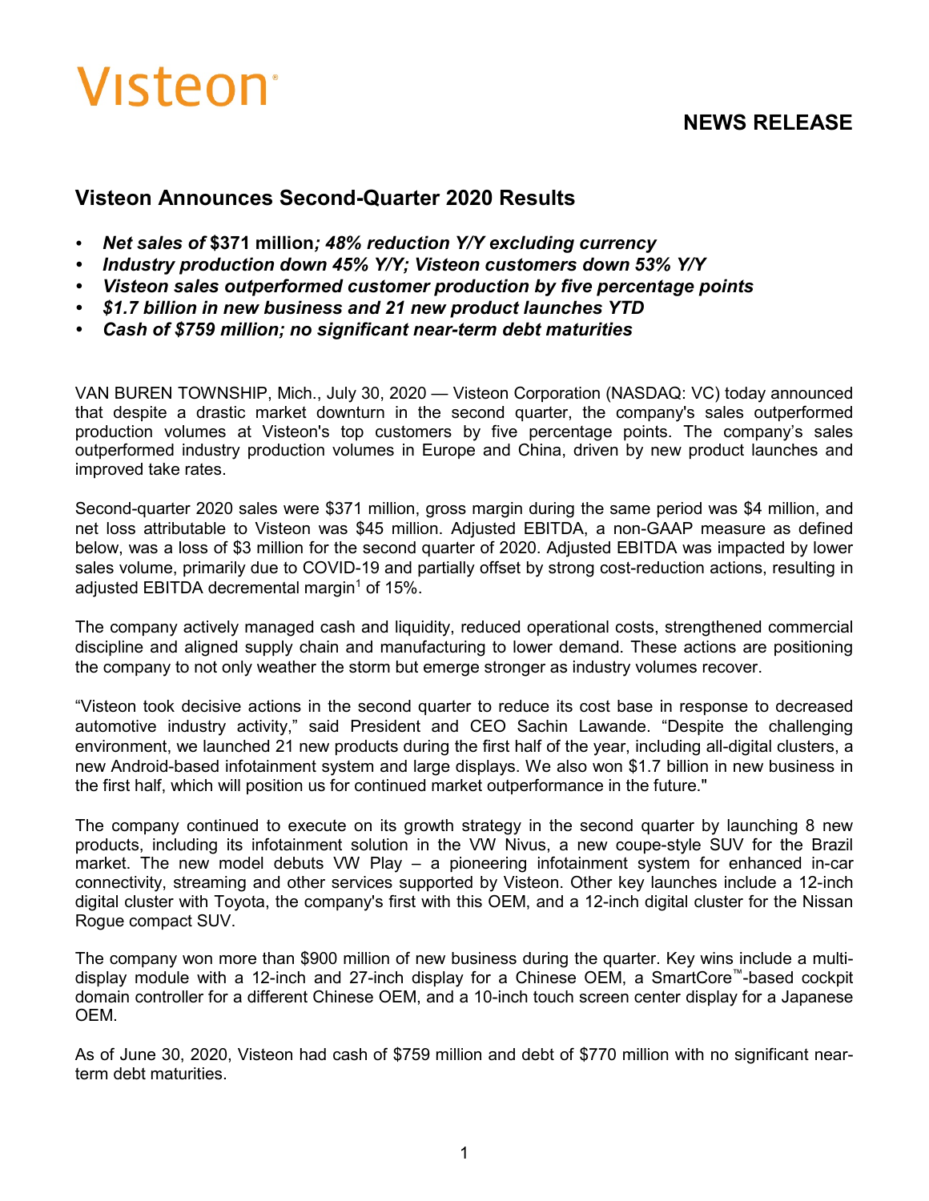Visteon

NEWS RELEASE

## Visteon Announces Second-Quarter 2020 Results

- ***Net sales of* $371 million*; 48% reduction Y/Y excluding currency***
- ***Industry production down 45% Y/Y; Visteon customers down 53% Y/Y***
- ***Visteon sales outperformed customer production by five percentage points***
- ***$1.7 billion in new business and 21 new product launches YTD***
- ***Cash of $759 million; no significant near-term debt maturities***

VAN BUREN TOWNSHIP, Mich., July 30, 2020 — Visteon Corporation (NASDAQ: VC) today announced that despite a drastic market downturn in the second quarter, the company's sales outperformed production volumes at Visteon's top customers by five percentage points. The company's sales outperformed industry production volumes in Europe and China, driven by new product launches and improved take rates.

Second-quarter 2020 sales were $371 million, gross margin during the same period was $4 million, and net loss attributable to Visteon was $45 million. Adjusted EBITDA, a non-GAAP measure as defined below, was a loss of $3 million for the second quarter of 2020. Adjusted EBITDA was impacted by lower sales volume, primarily due to COVID-19 and partially offset by strong cost-reduction actions, resulting in adjusted EBITDA decremental margin[1] of 15%.

The company actively managed cash and liquidity, reduced operational costs, strengthened commercial discipline and aligned supply chain and manufacturing to lower demand. These actions are positioning the company to not only weather the storm but emerge stronger as industry volumes recover.

“Visteon took decisive actions in the second quarter to reduce its cost base in response to decreased automotive industry activity,” said President and CEO Sachin Lawande. “Despite the challenging environment, we launched 21 new products during the first half of the year, including all-digital clusters, a new Android-based infotainment system and large displays. We also won $1.7 billion in new business in the first half, which will position us for continued market outperformance in the future."

The company continued to execute on its growth strategy in the second quarter by launching 8 new products, including its infotainment solution in the VW Nivus, a new coupe-style SUV for the Brazil market. The new model debuts VW Play – a pioneering infotainment system for enhanced in-car connectivity, streaming and other services supported by Visteon. Other key launches include a 12-inch digital cluster with Toyota, the company's first with this OEM, and a 12-inch digital cluster for the Nissan Rogue compact SUV.

The company won more than $900 million of new business during the quarter. Key wins include a multi-display module with a 12-inch and 27-inch display for a Chinese OEM, a SmartCore™-based cockpit domain controller for a different Chinese OEM, and a 10-inch touch screen center display for a Japanese OEM.

As of June 30, 2020, Visteon had cash of $759 million and debt of $770 million with no significant near-term debt maturities.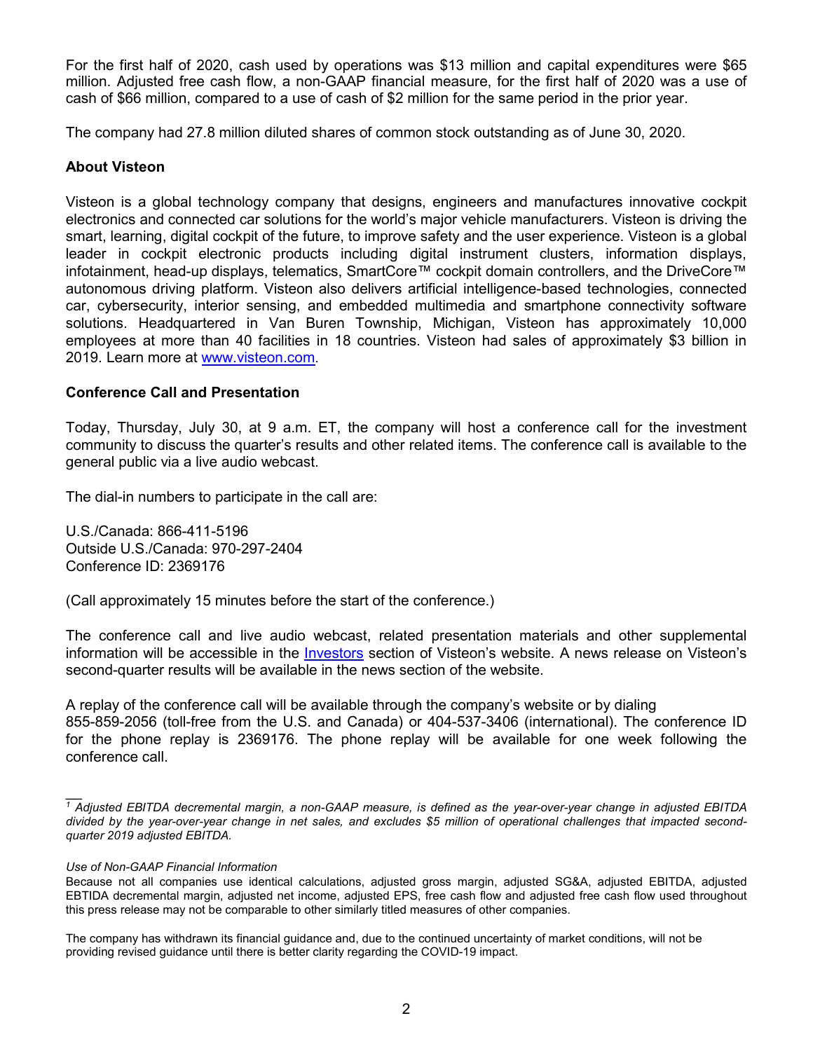For the first half of 2020, cash used by operations was $13 million and capital expenditures were $65 million. Adjusted free cash flow, a non-GAAP financial measure, for the first half of 2020 was a use of cash of $66 million, compared to a use of cash of $2 million for the same period in the prior year.

The company had 27.8 million diluted shares of common stock outstanding as of June 30, 2020.

**About Visteon**

Visteon is a global technology company that designs, engineers and manufactures innovative cockpit electronics and connected car solutions for the world's major vehicle manufacturers. Visteon is driving the smart, learning, digital cockpit of the future, to improve safety and the user experience. Visteon is a global leader in cockpit electronic products including digital instrument clusters, information displays, infotainment, head-up displays, telematics, SmartCore™ cockpit domain controllers, and the DriveCore™ autonomous driving platform. Visteon also delivers artificial intelligence-based technologies, connected car, cybersecurity, interior sensing, and embedded multimedia and smartphone connectivity software solutions. Headquartered in Van Buren Township, Michigan, Visteon has approximately 10,000 employees at more than 40 facilities in 18 countries. Visteon had sales of approximately $3 billion in 2019. Learn more at [www.visteon.com](http://www.visteon.com).

**Conference Call and Presentation**

Today, Thursday, July 30, at 9 a.m. ET, the company will host a conference call for the investment community to discuss the quarter's results and other related items. The conference call is available to the general public via a live audio webcast.

The dial-in numbers to participate in the call are:

U.S./Canada: 866-411-5196
Outside U.S./Canada: 970-297-2404
Conference ID: 2369176

(Call approximately 15 minutes before the start of the conference.)

The conference call and live audio webcast, related presentation materials and other supplemental information will be accessible in the Investors section of Visteon's website. A news release on Visteon's second-quarter results will be available in the news section of the website.

A replay of the conference call will be available through the company's website or by dialing 855-859-2056 (toll-free from the U.S. and Canada) or 404-537-3406 (international). The conference ID for the phone replay is 2369176. The phone replay will be available for one week following the conference call.

___

*[1] Adjusted EBITDA decremental margin, a non-GAAP measure, is defined as the year-over-year change in adjusted EBITDA divided by the year-over-year change in net sales, and excludes $5 million of operational challenges that impacted second-quarter 2019 adjusted EBITDA.*

*Use of Non-GAAP Financial Information*

Because not all companies use identical calculations, adjusted gross margin, adjusted SG&A, adjusted EBITDA, adjusted EBTIDA decremental margin, adjusted net income, adjusted EPS, free cash flow and adjusted free cash flow used throughout this press release may not be comparable to other similarly titled measures of other companies.

The company has withdrawn its financial guidance and, due to the continued uncertainty of market conditions, will not be providing revised guidance until there is better clarity regarding the COVID-19 impact.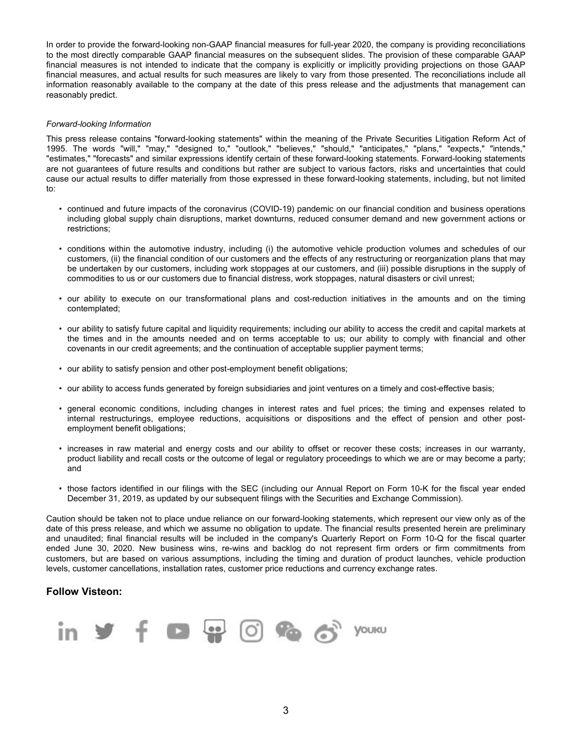In order to provide the forward-looking non-GAAP financial measures for full-year 2020, the company is providing reconciliations to the most directly comparable GAAP financial measures on the subsequent slides. The provision of these comparable GAAP financial measures is not intended to indicate that the company is explicitly or implicitly providing projections on those GAAP financial measures, and actual results for such measures are likely to vary from those presented. The reconciliations include all information reasonably available to the company at the date of this press release and the adjustments that management can reasonably predict.

*Forward-looking Information*

This press release contains "forward-looking statements" within the meaning of the Private Securities Litigation Reform Act of 1995. The words "will," "may," "designed to," "outlook," "believes," "should," "anticipates," "plans," "expects," "intends," "estimates," "forecasts" and similar expressions identify certain of these forward-looking statements. Forward-looking statements are not guarantees of future results and conditions but rather are subject to various factors, risks and uncertainties that could cause our actual results to differ materially from those expressed in these forward-looking statements, including, but not limited to:

- continued and future impacts of the coronavirus (COVID-19) pandemic on our financial condition and business operations including global supply chain disruptions, market downturns, reduced consumer demand and new government actions or restrictions;
- conditions within the automotive industry, including (i) the automotive vehicle production volumes and schedules of our customers, (ii) the financial condition of our customers and the effects of any restructuring or reorganization plans that may be undertaken by our customers, including work stoppages at our customers, and (iii) possible disruptions in the supply of commodities to us or our customers due to financial distress, work stoppages, natural disasters or civil unrest;
- our ability to execute on our transformational plans and cost-reduction initiatives in the amounts and on the timing contemplated;
- our ability to satisfy future capital and liquidity requirements; including our ability to access the credit and capital markets at the times and in the amounts needed and on terms acceptable to us; our ability to comply with financial and other covenants in our credit agreements; and the continuation of acceptable supplier payment terms;
- our ability to satisfy pension and other post-employment benefit obligations;
- our ability to access funds generated by foreign subsidiaries and joint ventures on a timely and cost-effective basis;
- general economic conditions, including changes in interest rates and fuel prices; the timing and expenses related to internal restructurings, employee reductions, acquisitions or dispositions and the effect of pension and other post-employment benefit obligations;
- increases in raw material and energy costs and our ability to offset or recover these costs; increases in our warranty, product liability and recall costs or the outcome of legal or regulatory proceedings to which we are or may become a party; and
- those factors identified in our filings with the SEC (including our Annual Report on Form 10-K for the fiscal year ended December 31, 2019, as updated by our subsequent filings with the Securities and Exchange Commission).

Caution should be taken not to place undue reliance on our forward-looking statements, which represent our view only as of the date of this press release, and which we assume no obligation to update. The financial results presented herein are preliminary and unaudited; final financial results will be included in the company's Quarterly Report on Form 10-Q for the fiscal quarter ended June 30, 2020. New business wins, re-wins and backlog do not represent firm orders or firm commitments from customers, but are based on various assumptions, including the timing and duration of product launches, vehicle production levels, customer cancellations, installation rates, customer price reductions and currency exchange rates.

## Follow Visteon: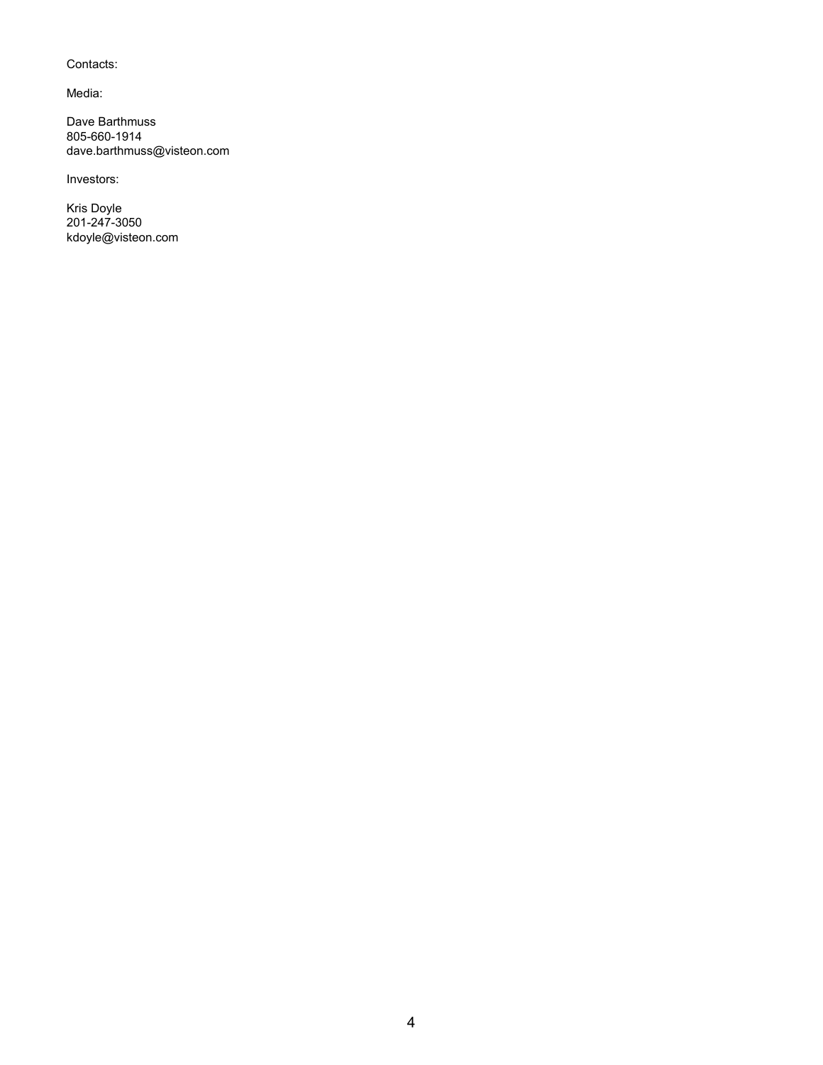Contacts:

Media:

Dave Barthmuss
805-660-1914
dave.barthmuss@visteon.com

Investors:

Kris Doyle
201-247-3050
kdoyle@visteon.com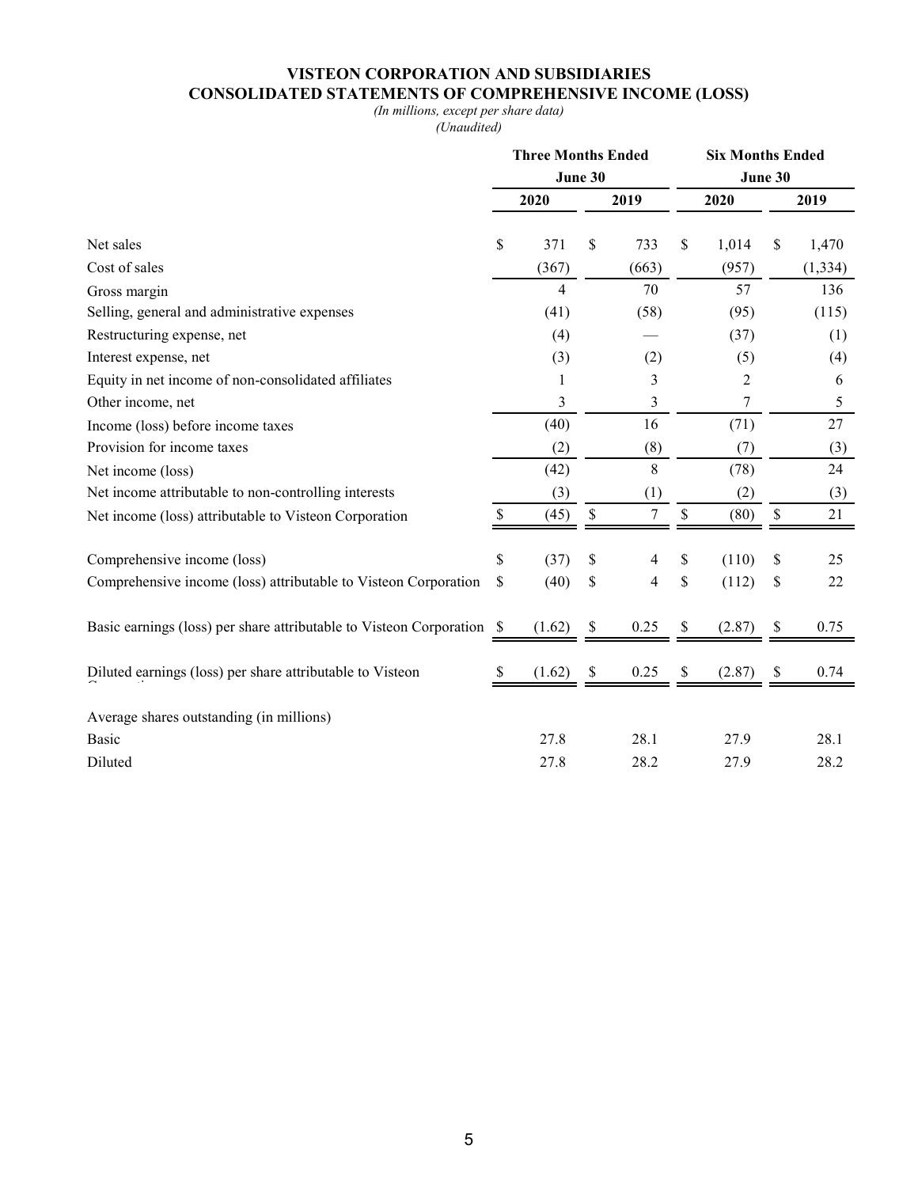**VISTEON CORPORATION AND SUBSIDIARIES**
**CONSOLIDATED STATEMENTS OF COMPREHENSIVE INCOME (LOSS)**

*(In millions, except per share data)*
*(Unaudited)*

| | Three Months Ended June 30 | | Six Months Ended June 30 | |
|---|---|---|---|---|
| | 2020 | 2019 | 2020 | 2019 |
| Net sales | $ 371 | $ 733 | $ 1,014 | $ 1,470 |
| Cost of sales | (367) | (663) | (957) | (1,334) |
| Gross margin | 4 | 70 | 57 | 136 |
| Selling, general and administrative expenses | (41) | (58) | (95) | (115) |
| Restructuring expense, net | (4) | — | (37) | (1) |
| Interest expense, net | (3) | (2) | (5) | (4) |
| Equity in net income of non-consolidated affiliates | 1 | 3 | 2 | 6 |
| Other income, net | 3 | 3 | 7 | 5 |
| Income (loss) before income taxes | (40) | 16 | (71) | 27 |
| Provision for income taxes | (2) | (8) | (7) | (3) |
| Net income (loss) | (42) | 8 | (78) | 24 |
| Net income attributable to non-controlling interests | (3) | (1) | (2) | (3) |
| Net income (loss) attributable to Visteon Corporation | $ (45) | $ 7 | $ (80) | $ 21 |
| | | | | |
| Comprehensive income (loss) | $ (37) | $ 4 | $ (110) | $ 25 |
| Comprehensive income (loss) attributable to Visteon Corporation | $ (40) | $ 4 | $ (112) | $ 22 |
| | | | | |
| Basic earnings (loss) per share attributable to Visteon Corporation | $ (1.62) | $ 0.25 | $ (2.87) | $ 0.75 |
| | | | | |
| Diluted earnings (loss) per share attributable to Visteon Corporation | $ (1.62) | $ 0.25 | $ (2.87) | $ 0.74 |
| | | | | |
| Average shares outstanding (in millions) | | | | |
| Basic | 27.8 | 28.1 | 27.9 | 28.1 |
| Diluted | 27.8 | 28.2 | 27.9 | 28.2 |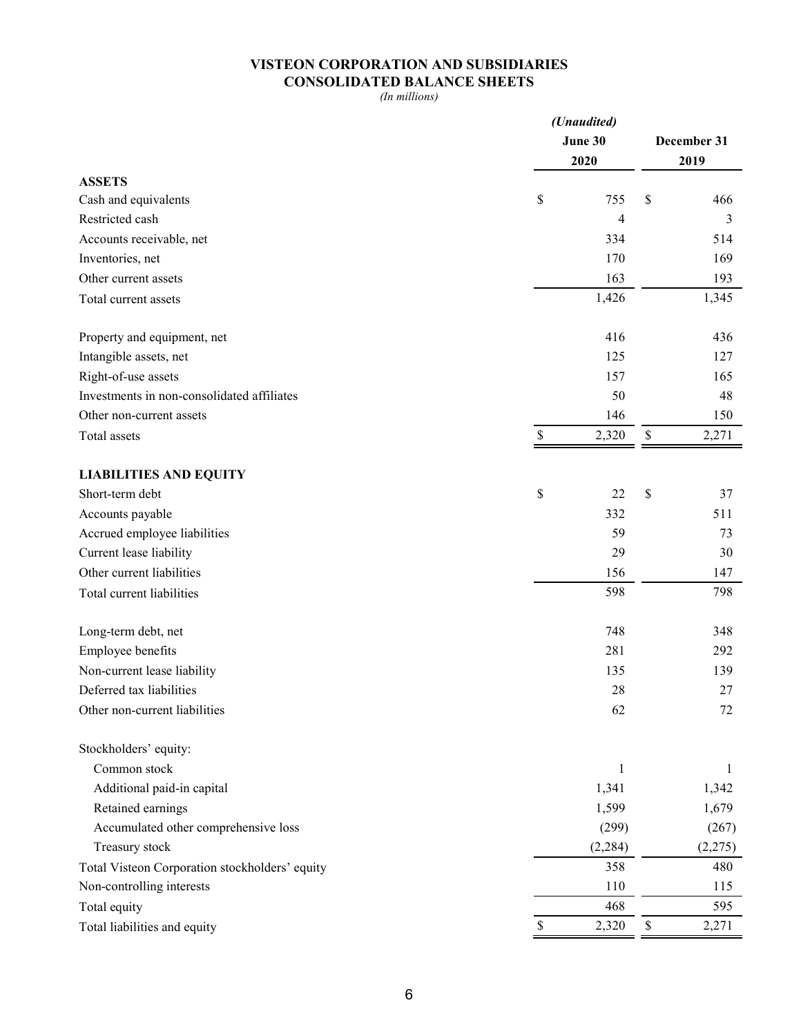# VISTEON CORPORATION AND SUBSIDIARIES
## CONSOLIDATED BALANCE SHEETS
*(In millions)*

| | *(Unaudited)* June 30 2020 | December 31 2019 |
|---|---|---|
| **ASSETS** | | |
| Cash and equivalents | $ 755 | $ 466 |
| Restricted cash | 4 | 3 |
| Accounts receivable, net | 334 | 514 |
| Inventories, net | 170 | 169 |
| Other current assets | 163 | 193 |
| Total current assets | 1,426 | 1,345 |
| Property and equipment, net | 416 | 436 |
| Intangible assets, net | 125 | 127 |
| Right-of-use assets | 157 | 165 |
| Investments in non-consolidated affiliates | 50 | 48 |
| Other non-current assets | 146 | 150 |
| Total assets | $ 2,320 | $ 2,271 |
| **LIABILITIES AND EQUITY** | | |
| Short-term debt | $ 22 | $ 37 |
| Accounts payable | 332 | 511 |
| Accrued employee liabilities | 59 | 73 |
| Current lease liability | 29 | 30 |
| Other current liabilities | 156 | 147 |
| Total current liabilities | 598 | 798 |
| Long-term debt, net | 748 | 348 |
| Employee benefits | 281 | 292 |
| Non-current lease liability | 135 | 139 |
| Deferred tax liabilities | 28 | 27 |
| Other non-current liabilities | 62 | 72 |
| Stockholders' equity: | | |
| Common stock | 1 | 1 |
| Additional paid-in capital | 1,341 | 1,342 |
| Retained earnings | 1,599 | 1,679 |
| Accumulated other comprehensive loss | (299) | (267) |
| Treasury stock | (2,284) | (2,275) |
| Total Visteon Corporation stockholders' equity | 358 | 480 |
| Non-controlling interests | 110 | 115 |
| Total equity | 468 | 595 |
| Total liabilities and equity | $ 2,320 | $ 2,271 |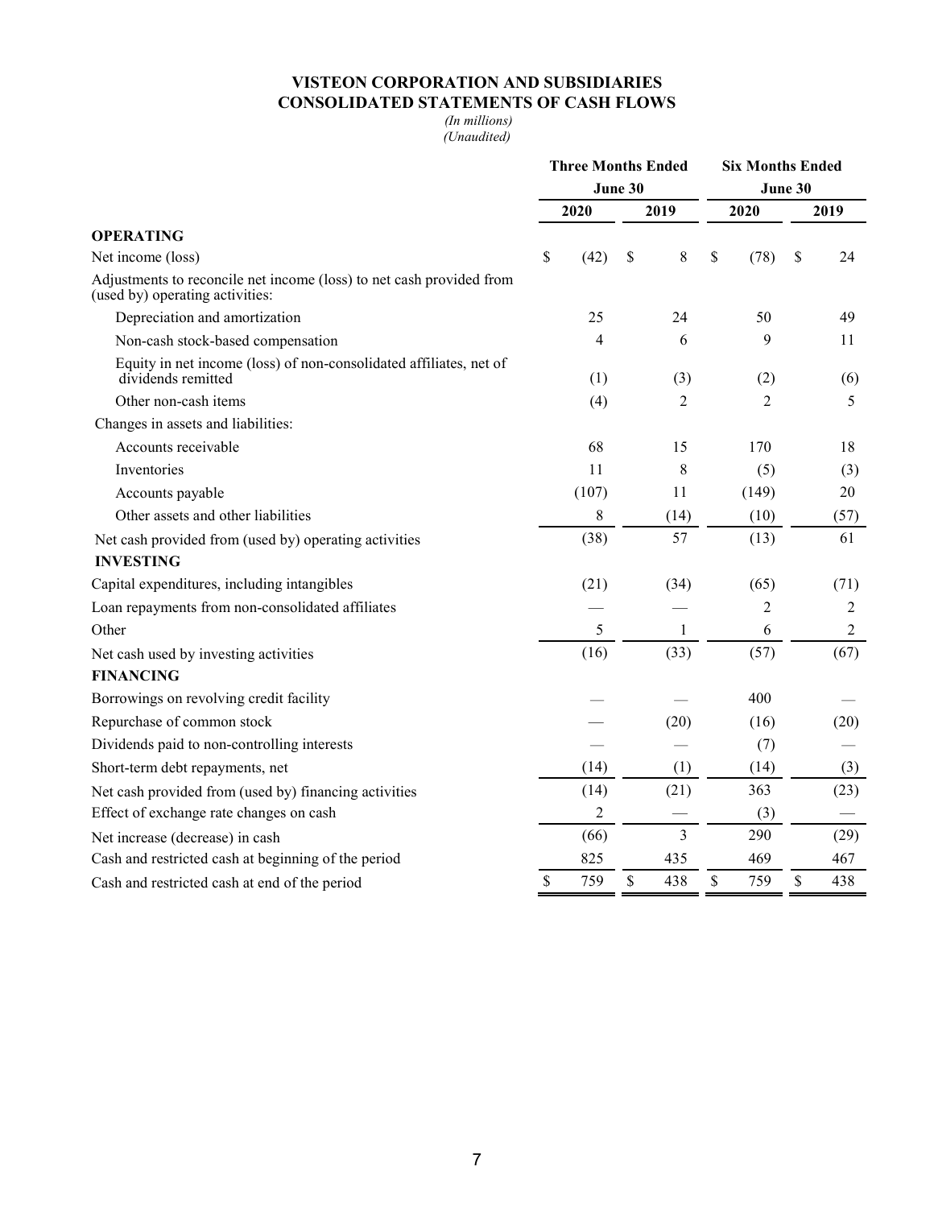# VISTEON CORPORATION AND SUBSIDIARIES
## CONSOLIDATED STATEMENTS OF CASH FLOWS

*(In millions)*
*(Unaudited)*

| | Three Months Ended June 30 | | Six Months Ended June 30 | |
|---|---|---|---|---|
| | 2020 | 2019 | 2020 | 2019 |
| **OPERATING** | | | | |
| Net income (loss) | $ (42) | $ 8 | $ (78) | $ 24 |
| Adjustments to reconcile net income (loss) to net cash provided from (used by) operating activities: | | | | |
| Depreciation and amortization | 25 | 24 | 50 | 49 |
| Non-cash stock-based compensation | 4 | 6 | 9 | 11 |
| Equity in net income (loss) of non-consolidated affiliates, net of dividends remitted | (1) | (3) | (2) | (6) |
| Other non-cash items | (4) | 2 | 2 | 5 |
| Changes in assets and liabilities: | | | | |
| Accounts receivable | 68 | 15 | 170 | 18 |
| Inventories | 11 | 8 | (5) | (3) |
| Accounts payable | (107) | 11 | (149) | 20 |
| Other assets and other liabilities | 8 | (14) | (10) | (57) |
| Net cash provided from (used by) operating activities | (38) | 57 | (13) | 61 |
| **INVESTING** | | | | |
| Capital expenditures, including intangibles | (21) | (34) | (65) | (71) |
| Loan repayments from non-consolidated affiliates | — | — | 2 | 2 |
| Other | 5 | 1 | 6 | 2 |
| Net cash used by investing activities | (16) | (33) | (57) | (67) |
| **FINANCING** | | | | |
| Borrowings on revolving credit facility | — | — | 400 | — |
| Repurchase of common stock | — | (20) | (16) | (20) |
| Dividends paid to non-controlling interests | — | — | (7) | — |
| Short-term debt repayments, net | (14) | (1) | (14) | (3) |
| Net cash provided from (used by) financing activities | (14) | (21) | 363 | (23) |
| Effect of exchange rate changes on cash | 2 | — | (3) | — |
| Net increase (decrease) in cash | (66) | 3 | 290 | (29) |
| Cash and restricted cash at beginning of the period | 825 | 435 | 469 | 467 |
| Cash and restricted cash at end of the period | $ 759 | $ 438 | $ 759 | $ 438 |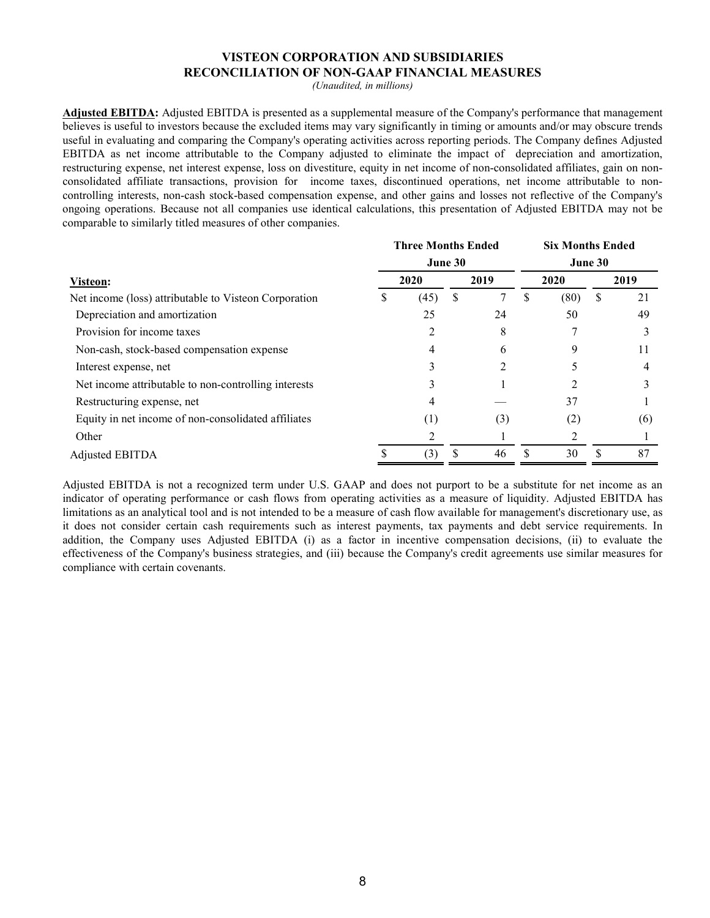# VISTEON CORPORATION AND SUBSIDIARIES
## RECONCILIATION OF NON-GAAP FINANCIAL MEASURES

*(Unaudited, in millions)*

**Adjusted EBITDA:** Adjusted EBITDA is presented as a supplemental measure of the Company's performance that management believes is useful to investors because the excluded items may vary significantly in timing or amounts and/or may obscure trends useful in evaluating and comparing the Company's operating activities across reporting periods. The Company defines Adjusted EBITDA as net income attributable to the Company adjusted to eliminate the impact of depreciation and amortization, restructuring expense, net interest expense, loss on divestiture, equity in net income of non-consolidated affiliates, gain on non-consolidated affiliate transactions, provision for income taxes, discontinued operations, net income attributable to non-controlling interests, non-cash stock-based compensation expense, and other gains and losses not reflective of the Company's ongoing operations. Because not all companies use identical calculations, this presentation of Adjusted EBITDA may not be comparable to similarly titled measures of other companies.

| | Three Months Ended June 30 | | Six Months Ended June 30 | |
|---|---|---|---|---|
| **Visteon:** | **2020** | **2019** | **2020** | **2019** |
| Net income (loss) attributable to Visteon Corporation | $ (45) | $ 7 | $ (80) | $ 21 |
| Depreciation and amortization | 25 | 24 | 50 | 49 |
| Provision for income taxes | 2 | 8 | 7 | 3 |
| Non-cash, stock-based compensation expense | 4 | 6 | 9 | 11 |
| Interest expense, net | 3 | 2 | 5 | 4 |
| Net income attributable to non-controlling interests | 3 | 1 | 2 | 3 |
| Restructuring expense, net | 4 | — | 37 | 1 |
| Equity in net income of non-consolidated affiliates | (1) | (3) | (2) | (6) |
| Other | 2 | 1 | 2 | 1 |
| Adjusted EBITDA | $ (3) | $ 46 | $ 30 | $ 87 |

Adjusted EBITDA is not a recognized term under U.S. GAAP and does not purport to be a substitute for net income as an indicator of operating performance or cash flows from operating activities as a measure of liquidity. Adjusted EBITDA has limitations as an analytical tool and is not intended to be a measure of cash flow available for management's discretionary use, as it does not consider certain cash requirements such as interest payments, tax payments and debt service requirements. In addition, the Company uses Adjusted EBITDA (i) as a factor in incentive compensation decisions, (ii) to evaluate the effectiveness of the Company's business strategies, and (iii) because the Company's credit agreements use similar measures for compliance with certain covenants.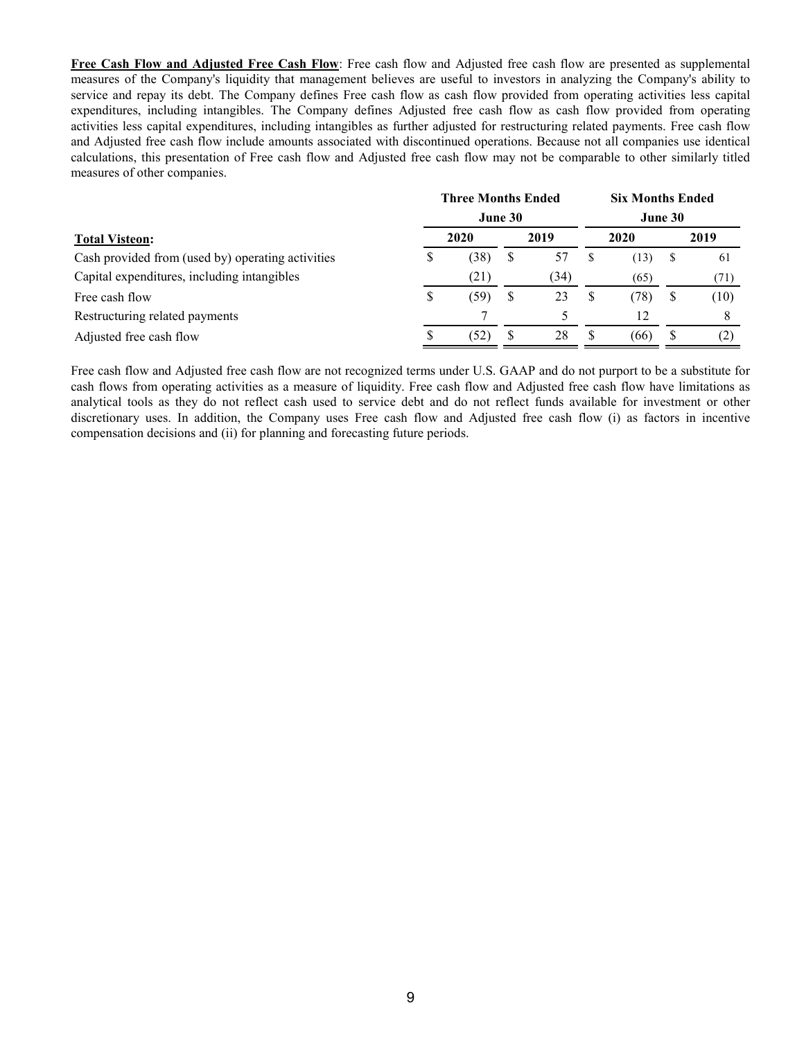**<u>Free Cash Flow and Adjusted Free Cash Flow</u>**: Free cash flow and Adjusted free cash flow are presented as supplemental measures of the Company's liquidity that management believes are useful to investors in analyzing the Company's ability to service and repay its debt. The Company defines Free cash flow as cash flow provided from operating activities less capital expenditures, including intangibles. The Company defines Adjusted free cash flow as cash flow provided from operating activities less capital expenditures, including intangibles as further adjusted for restructuring related payments. Free cash flow and Adjusted free cash flow include amounts associated with discontinued operations. Because not all companies use identical calculations, this presentation of Free cash flow and Adjusted free cash flow may not be comparable to other similarly titled measures of other companies.

| | Three Months Ended June 30 | | Six Months Ended June 30 | |
|---|---|---|---|---|
| **Total Visteon:** | **2020** | **2019** | **2020** | **2019** |
| Cash provided from (used by) operating activities | $ (38) | $ 57 | $ (13) | $ 61 |
| Capital expenditures, including intangibles | (21) | (34) | (65) | (71) |
| Free cash flow | $ (59) | $ 23 | $ (78) | $ (10) |
| Restructuring related payments | 7 | 5 | 12 | 8 |
| Adjusted free cash flow | $ (52) | $ 28 | $ (66) | $ (2) |

Free cash flow and Adjusted free cash flow are not recognized terms under U.S. GAAP and do not purport to be a substitute for cash flows from operating activities as a measure of liquidity. Free cash flow and Adjusted free cash flow have limitations as analytical tools as they do not reflect cash used to service debt and do not reflect funds available for investment or other discretionary uses. In addition, the Company uses Free cash flow and Adjusted free cash flow (i) as factors in incentive compensation decisions and (ii) for planning and forecasting future periods.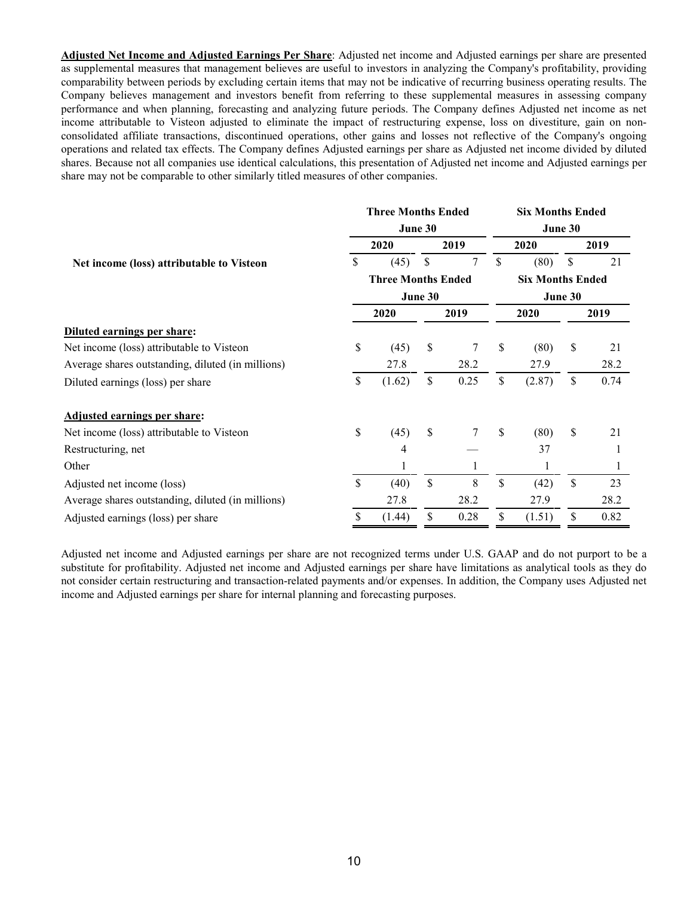**Adjusted Net Income and Adjusted Earnings Per Share**: Adjusted net income and Adjusted earnings per share are presented as supplemental measures that management believes are useful to investors in analyzing the Company's profitability, providing comparability between periods by excluding certain items that may not be indicative of recurring business operating results. The Company believes management and investors benefit from referring to these supplemental measures in assessing company performance and when planning, forecasting and analyzing future periods. The Company defines Adjusted net income as net income attributable to Visteon adjusted to eliminate the impact of restructuring expense, loss on divestiture, gain on non-consolidated affiliate transactions, discontinued operations, other gains and losses not reflective of the Company's ongoing operations and related tax effects. The Company defines Adjusted earnings per share as Adjusted net income divided by diluted shares. Because not all companies use identical calculations, this presentation of Adjusted net income and Adjusted earnings per share may not be comparable to other similarly titled measures of other companies.

| | Three Months Ended June 30 | | Six Months Ended June 30 | |
|---|---|---|---|---|
| | 2020 | 2019 | 2020 | 2019 |
| **Net income (loss) attributable to Visteon** | $ (45) | $ 7 | $ (80) | $ 21 |

| | Three Months Ended June 30 | | Six Months Ended June 30 | |
|---|---|---|---|---|
| | 2020 | 2019 | 2020 | 2019 |
| **Diluted earnings per share:** | | | | |
| Net income (loss) attributable to Visteon | $ (45) | $ 7 | $ (80) | $ 21 |
| Average shares outstanding, diluted (in millions) | 27.8 | 28.2 | 27.9 | 28.2 |
| Diluted earnings (loss) per share | $ (1.62) | $ 0.25 | $ (2.87) | $ 0.74 |
| **Adjusted earnings per share:** | | | | |
| Net income (loss) attributable to Visteon | $ (45) | $ 7 | $ (80) | $ 21 |
| Restructuring, net | 4 | — | 37 | 1 |
| Other | 1 | 1 | 1 | 1 |
| Adjusted net income (loss) | $ (40) | $ 8 | $ (42) | $ 23 |
| Average shares outstanding, diluted (in millions) | 27.8 | 28.2 | 27.9 | 28.2 |
| Adjusted earnings (loss) per share | $ (1.44) | $ 0.28 | $ (1.51) | $ 0.82 |

Adjusted net income and Adjusted earnings per share are not recognized terms under U.S. GAAP and do not purport to be a substitute for profitability. Adjusted net income and Adjusted earnings per share have limitations as analytical tools as they do not consider certain restructuring and transaction-related payments and/or expenses. In addition, the Company uses Adjusted net income and Adjusted earnings per share for internal planning and forecasting purposes.